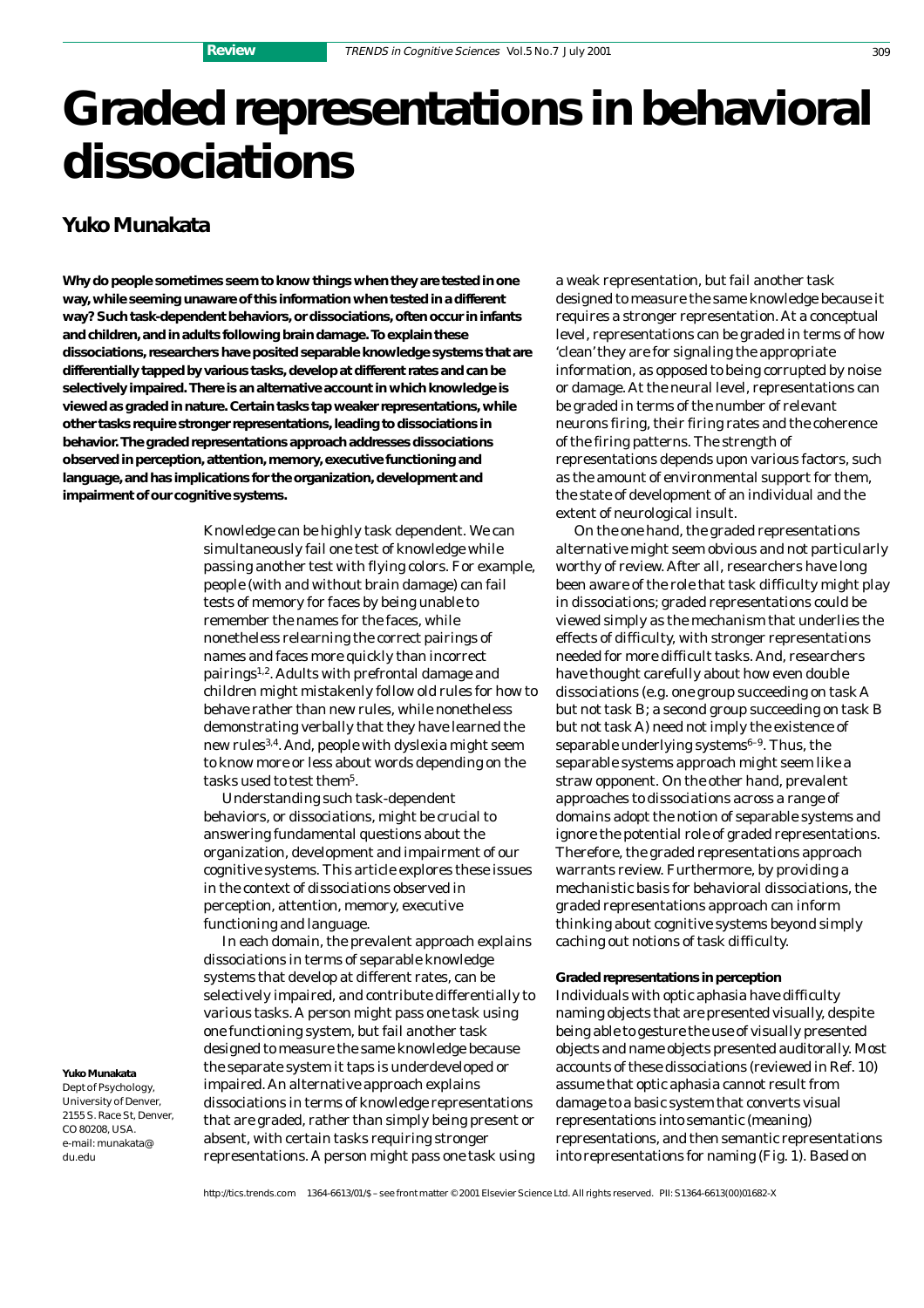# Graded representations in behavioral dissociations

## Yuko Munakata

**Why do people sometimes seem to know things when they are tested in one way, while seeming unaware of this information when tested in a different way? Such task-dependent behaviors, or dissociations, often occur in infants and children, and in adults following brain damage. To explain these dissociations, researchers have posited separable knowledge systems that are differentially tapped by various tasks, develop at different rates and can be selectively impaired. There is an alternative account in which knowledge is viewed as graded in nature. Certain tasks tap weaker representations, while other tasks require stronger representations, leading to dissociations in behavior. The graded representations approach addresses dissociations observed in perception, attention, memory, executive functioning and language, and has implications for the organization, development and impairment of our cognitive systems.**

Knowledge can be highly task dependent. We can simultaneously fail one test of knowledge while passing another test with flying colors. For example, people (with and without brain damage) can fail tests of memory for faces by being unable to remember the names for the faces, while nonetheless relearning the correct pairings of names and faces more quickly than incorrect pairings[1,2]. Adults with prefrontal damage and children might mistakenly follow old rules for how to behave rather than new rules, while nonetheless demonstrating verbally that they have learned the new rules[3,4]. And, people with dyslexia might seem to know more or less about words depending on the tasks used to test them[5].

Understanding such task-dependent behaviors, or dissociations, might be crucial to answering fundamental questions about the organization, development and impairment of our cognitive systems. This article explores these issues in the context of dissociations observed in perception, attention, memory, executive functioning and language.

In each domain, the prevalent approach explains dissociations in terms of separable knowledge systems that develop at different rates, can be selectively impaired, and contribute differentially to various tasks. A person might pass one task using one functioning system, but fail another task designed to measure the same knowledge because the separate system it taps is underdeveloped or impaired. An alternative approach explains dissociations in terms of knowledge representations that are graded, rather than simply being present or absent, with certain tasks requiring stronger representations. A person might pass one task using a weak representation, but fail another task designed to measure the same knowledge because it requires a stronger representation. At a conceptual level, representations can be graded in terms of how 'clean' they are for signaling the appropriate information, as opposed to being corrupted by noise or damage. At the neural level, representations can be graded in terms of the number of relevant neurons firing, their firing rates and the coherence of the firing patterns. The strength of representations depends upon various factors, such as the amount of environmental support for them, the state of development of an individual and the extent of neurological insult.

On the one hand, the graded representations alternative might seem obvious and not particularly worthy of review. After all, researchers have long been aware of the role that task difficulty might play in dissociations; graded representations could be viewed simply as the mechanism that underlies the effects of difficulty, with stronger representations needed for more difficult tasks. And, researchers have thought carefully about how even double dissociations (e.g. one group succeeding on task A but not task B; a second group succeeding on task B but not task A) need not imply the existence of separable underlying systems[6–9]. Thus, the separable systems approach might seem like a straw opponent. On the other hand, prevalent approaches to dissociations across a range of domains adopt the notion of separable systems and ignore the potential role of graded representations. Therefore, the graded representations approach warrants review. Furthermore, by providing a mechanistic basis for behavioral dissociations, the graded representations approach can inform thinking about cognitive systems beyond simply caching out notions of task difficulty.

### Graded representations in perception

Individuals with optic aphasia have difficulty naming objects that are presented visually, despite being able to gesture the use of visually presented objects and name objects presented auditorally. Most accounts of these dissociations (reviewed in Ref. 10) assume that optic aphasia cannot result from damage to a basic system that converts visual representations into semantic (meaning) representations, and then semantic representations into representations for naming (Fig. 1). Based on

**Yuko Munakata**
Dept of Psychology, University of Denver, 2155 S. Race St, Denver, CO 80208, USA.
e-mail: munakata@du.edu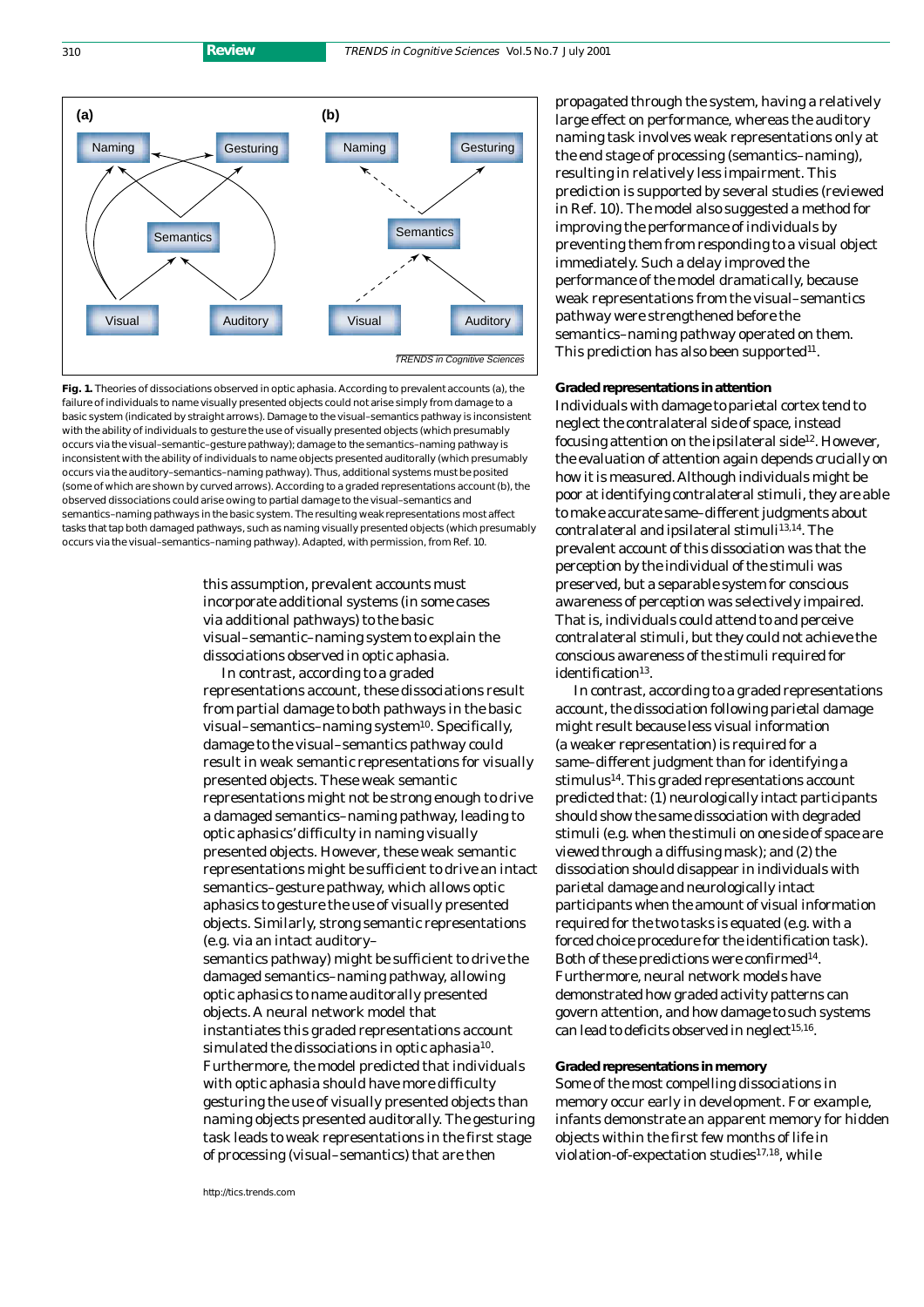(a)

Naming

Gesturing

Semantics

Visual

Auditory

(b)

Naming

Gesturing

Semantics

Visual

Auditory

TRENDS in Cognitive Sciences

**Fig. 1.** Theories of dissociations observed in optic aphasia. According to prevalent accounts (a), the failure of individuals to name visually presented objects could not arise simply from damage to a basic system (indicated by straight arrows). Damage to the visual–semantics pathway is inconsistent with the ability of individuals to gesture the use of visually presented objects (which presumably occurs via the visual–semantic–gesture pathway); damage to the semantics–naming pathway is inconsistent with the ability of individuals to name objects presented auditorally (which presumably occurs via the auditory–semantics–naming pathway). Thus, additional systems must be posited (some of which are shown by curved arrows). According to a graded representations account (b), the observed dissociations could arise owing to partial damage to the visual–semantics and semantics–naming pathways in the basic system. The resulting weak representations most affect tasks that tap both damaged pathways, such as naming visually presented objects (which presumably occurs via the visual–semantics–naming pathway). Adapted, with permission, from Ref. 10.

this assumption, prevalent accounts must incorporate additional systems (in some cases via additional pathways) to the basic visual–semantic–naming system to explain the dissociations observed in optic aphasia.

In contrast, according to a graded representations account, these dissociations result from partial damage to both pathways in the basic visual–semantics–naming system[10]. Specifically, damage to the visual–semantics pathway could result in weak semantic representations for visually presented objects. These weak semantic representations might not be strong enough to drive a damaged semantics–naming pathway, leading to optic aphasics' difficulty in naming visually presented objects. However, these weak semantic representations might be sufficient to drive an intact semantics–gesture pathway, which allows optic aphasics to gesture the use of visually presented objects. Similarly, strong semantic representations (e.g. via an intact auditory–semantics pathway) might be sufficient to drive the damaged semantics–naming pathway, allowing optic aphasics to name auditorally presented objects. A neural network model that instantiates this graded representations account simulated the dissociations in optic aphasia[10]. Furthermore, the model predicted that individuals with optic aphasia should have more difficulty gesturing the use of visually presented objects than naming objects presented auditorally. The gesturing task leads to weak representations in the first stage of processing (visual–semantics) that are then propagated through the system, having a relatively large effect on performance, whereas the auditory naming task involves weak representations only at the end stage of processing (semantics–naming), resulting in relatively less impairment. This prediction is supported by several studies (reviewed in Ref. 10). The model also suggested a method for improving the performance of individuals by preventing them from responding to a visual object immediately. Such a delay improved the performance of the model dramatically, because weak representations from the visual–semantics pathway were strengthened before the semantics–naming pathway operated on them. This prediction has also been supported[11].

### Graded representations in attention

Individuals with damage to parietal cortex tend to neglect the contralateral side of space, instead focusing attention on the ipsilateral side[12]. However, the evaluation of attention again depends crucially on how it is measured. Although individuals might be poor at identifying contralateral stimuli, they are able to make accurate same–different judgments about contralateral and ipsilateral stimuli[13,14]. The prevalent account of this dissociation was that the perception by the individual of the stimuli was preserved, but a separable system for conscious awareness of perception was selectively impaired. That is, individuals could attend to and perceive contralateral stimuli, but they could not achieve the conscious awareness of the stimuli required for identification[13].

In contrast, according to a graded representations account, the dissociation following parietal damage might result because less visual information (a weaker representation) is required for a same–different judgment than for identifying a stimulus[14]. This graded representations account predicted that: (1) neurologically intact participants should show the same dissociation with degraded stimuli (e.g. when the stimuli on one side of space are viewed through a diffusing mask); and (2) the dissociation should disappear in individuals with parietal damage and neurologically intact participants when the amount of visual information required for the two tasks is equated (e.g. with a forced choice procedure for the identification task). Both of these predictions were confirmed[14]. Furthermore, neural network models have demonstrated how graded activity patterns can govern attention, and how damage to such systems can lead to deficits observed in neglect[15,16].

### Graded representations in memory

Some of the most compelling dissociations in memory occur early in development. For example, infants demonstrate an apparent memory for hidden objects within the first few months of life in violation-of-expectation studies[17,18], while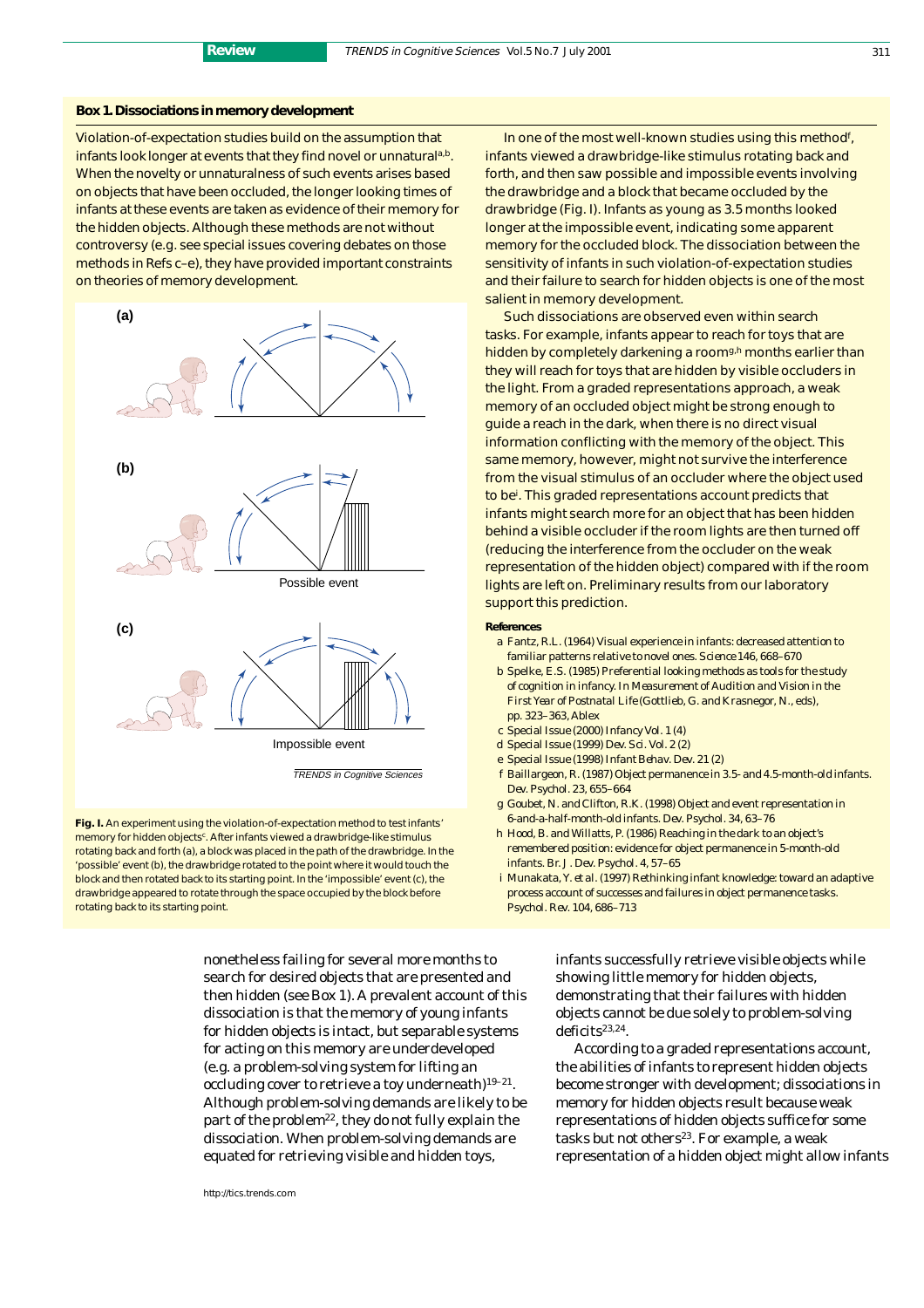### Box 1. Dissociations in memory development

Violation-of-expectation studies build on the assumption that infants look longer at events that they find novel or unnatural[a,b]. When the novelty or unnaturalness of such events arises based on objects that have been occluded, the longer looking times of infants at these events are taken as evidence of their memory for the hidden objects. Although these methods are not without controversy (e.g. see special issues covering debates on those methods in Refs c–e), they have provided important constraints on theories of memory development.

(a)

(b)

Possible event

(c)

Impossible event

TRENDS in Cognitive Sciences

**Fig. I.** An experiment using the violation-of-expectation method to test infants' memory for hidden objects[c]. After infants viewed a drawbridge-like stimulus rotating back and forth (a), a block was placed in the path of the drawbridge. In the 'possible' event (b), the drawbridge rotated to the point where it would touch the block and then rotated back to its starting point. In the 'impossible' event (c), the drawbridge appeared to rotate through the space occupied by the block before rotating back to its starting point.

In one of the most well-known studies using this method[f], infants viewed a drawbridge-like stimulus rotating back and forth, and then saw possible and impossible events involving the drawbridge and a block that became occluded by the drawbridge (Fig. I). Infants as young as 3.5 months looked longer at the impossible event, indicating some apparent memory for the occluded block. The dissociation between the sensitivity of infants in such violation-of-expectation studies and their failure to search for hidden objects is one of the most salient in memory development.

Such dissociations are observed even within search tasks. For example, infants appear to reach for toys that are hidden by completely darkening a room[g,h] months earlier than they will reach for toys that are hidden by visible occluders in the light. From a graded representations approach, a weak memory of an occluded object might be strong enough to guide a reach in the dark, when there is no direct visual information conflicting with the memory of the object. This same memory, however, might not survive the interference from the visual stimulus of an occluder where the object used to be[i]. This graded representations account predicts that infants might search more for an object that has been hidden behind a visible occluder if the room lights are then turned off (reducing the interference from the occluder on the weak representation of the hidden object) compared with if the room lights are left on. Preliminary results from our laboratory support this prediction.

**References**

a Fantz, R.L. (1964) Visual experience in infants: decreased attention to familiar patterns relative to novel ones. *Science* 146, 668–670

b Spelke, E.S. (1985) Preferential looking methods as tools for the study of cognition in infancy. In *Measurement of Audition and Vision in the First Year of Postnatal Life* (Gottlieb, G. and Krasnegor, N., eds), pp. 323–363, Ablex

c Special Issue (2000) *Infancy* Vol. 1 (4)

d Special Issue (1999) *Dev. Sci.* Vol. 2 (2)

e Special Issue (1998) *Infant Behav. Dev.* 21 (2)

f Baillargeon, R. (1987) Object permanence in 3.5- and 4.5-month-old infants. *Dev. Psychol.* 23, 655–664

g Goubet, N. and Clifton, R.K. (1998) Object and event representation in 6-and-a-half-month-old infants. *Dev. Psychol.* 34, 63–76

h Hood, B. and Willatts, P. (1986) Reaching in the dark to an object's remembered position: evidence for object permanence in 5-month-old infants. *Br. J. Dev. Psychol.* 4, 57–65

i Munakata, Y. *et al.* (1997) Rethinking infant knowledge: toward an adaptive process account of successes and failures in object permanence tasks. *Psychol. Rev.* 104, 686–713

nonetheless failing for several more months to search for desired objects that are presented and then hidden (see Box 1). A prevalent account of this dissociation is that the memory of young infants for hidden objects is intact, but separable systems for acting on this memory are underdeveloped (e.g. a problem-solving system for lifting an occluding cover to retrieve a toy underneath)[19–21]. Although problem-solving demands are likely to be part of the problem[22], they do not fully explain the dissociation. When problem-solving demands are equated for retrieving visible and hidden toys, infants successfully retrieve visible objects while showing little memory for hidden objects, demonstrating that their failures with hidden objects cannot be due solely to problem-solving deficits[23,24].

According to a graded representations account, the abilities of infants to represent hidden objects become stronger with development; dissociations in memory for hidden objects result because weak representations of hidden objects suffice for some tasks but not others[23]. For example, a weak representation of a hidden object might allow infants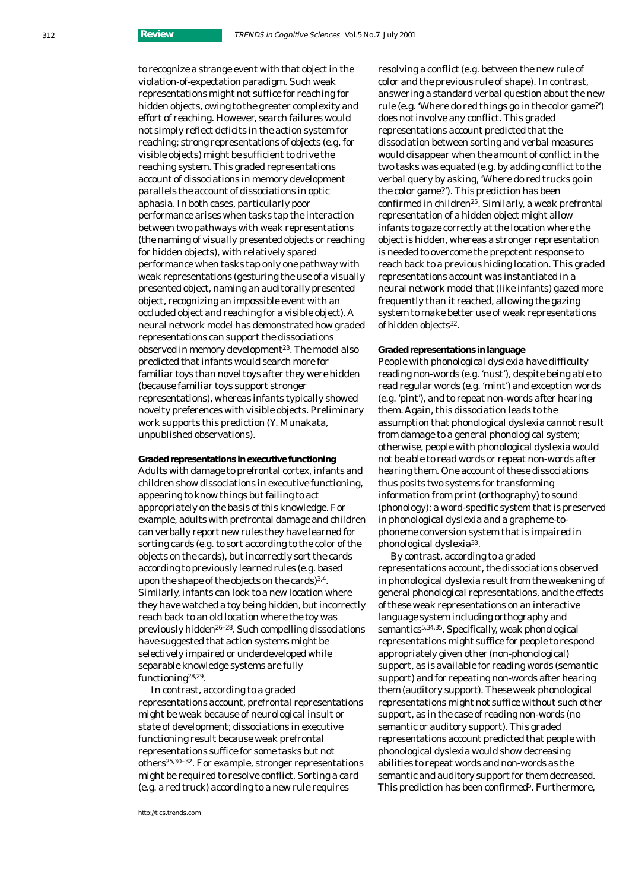to recognize a strange event with that object in the violation-of-expectation paradigm. Such weak representations might not suffice for reaching for hidden objects, owing to the greater complexity and effort of reaching. However, search failures would not simply reflect deficits in the action system for reaching; strong representations of objects (e.g. for visible objects) might be sufficient to drive the reaching system. This graded representations account of dissociations in memory development parallels the account of dissociations in optic aphasia. In both cases, particularly poor performance arises when tasks tap the interaction between two pathways with weak representations (the naming of visually presented objects or reaching for hidden objects), with relatively spared performance when tasks tap only one pathway with weak representations (gesturing the use of a visually presented object, naming an auditorally presented object, recognizing an impossible event with an occluded object and reaching for a visible object). A neural network model has demonstrated how graded representations can support the dissociations observed in memory development[23]. The model also predicted that infants would search more for familiar toys than novel toys after they were hidden (because familiar toys support stronger representations), whereas infants typically showed novelty preferences with visible objects. Preliminary work supports this prediction (Y. Munakata, unpublished observations).

**Graded representations in executive functioning**

Adults with damage to prefrontal cortex, infants and children show dissociations in executive functioning, appearing to know things but failing to act appropriately on the basis of this knowledge. For example, adults with prefrontal damage and children can verbally report new rules they have learned for sorting cards (e.g. to sort according to the color of the objects on the cards), but incorrectly sort the cards according to previously learned rules (e.g. based upon the shape of the objects on the cards)[3,4]. Similarly, infants can look to a new location where they have watched a toy being hidden, but incorrectly reach back to an old location where the toy was previously hidden[26–28]. Such compelling dissociations have suggested that action systems might be selectively impaired or underdeveloped while separable knowledge systems are fully functioning[28,29].

In contrast, according to a graded representations account, prefrontal representations might be weak because of neurological insult or state of development; dissociations in executive functioning result because weak prefrontal representations suffice for some tasks but not others[25,30–32]. For example, stronger representations might be required to resolve conflict. Sorting a card (e.g. a red truck) according to a new rule requires resolving a conflict (e.g. between the new rule of color and the previous rule of shape). In contrast, answering a standard verbal question about the new rule (e.g. 'Where do red things go in the color game?') does not involve any conflict. This graded representations account predicted that the dissociation between sorting and verbal measures would disappear when the amount of conflict in the two tasks was equated (e.g. by adding conflict to the verbal query by asking, 'Where do red trucks go in the color game?'). This prediction has been confirmed in children[25]. Similarly, a weak prefrontal representation of a hidden object might allow infants to gaze correctly at the location where the object is hidden, whereas a stronger representation is needed to overcome the prepotent response to reach back to a previous hiding location. This graded representations account was instantiated in a neural network model that (like infants) gazed more frequently than it reached, allowing the gazing system to make better use of weak representations of hidden objects[32].

**Graded representations in language**

People with phonological dyslexia have difficulty reading non-words (e.g. 'nust'), despite being able to read regular words (e.g. 'mint') and exception words (e.g. 'pint'), and to repeat non-words after hearing them. Again, this dissociation leads to the assumption that phonological dyslexia cannot result from damage to a general phonological system; otherwise, people with phonological dyslexia would not be able to read words or repeat non-words after hearing them. One account of these dissociations thus posits two systems for transforming information from print (orthography) to sound (phonology): a word-specific system that is preserved in phonological dyslexia and a grapheme-to-phoneme conversion system that is impaired in phonological dyslexia[33].

By contrast, according to a graded representations account, the dissociations observed in phonological dyslexia result from the weakening of general phonological representations, and the effects of these weak representations on an interactive language system including orthography and semantics[5,34,35]. Specifically, weak phonological representations might suffice for people to respond appropriately given other (non-phonological) support, as is available for reading words (semantic support) and for repeating non-words after hearing them (auditory support). These weak phonological representations might not suffice without such other support, as in the case of reading non-words (no semantic or auditory support). This graded representations account predicted that people with phonological dyslexia would show decreasing abilities to repeat words and non-words as the semantic and auditory support for them decreased. This prediction has been confirmed[5]. Furthermore,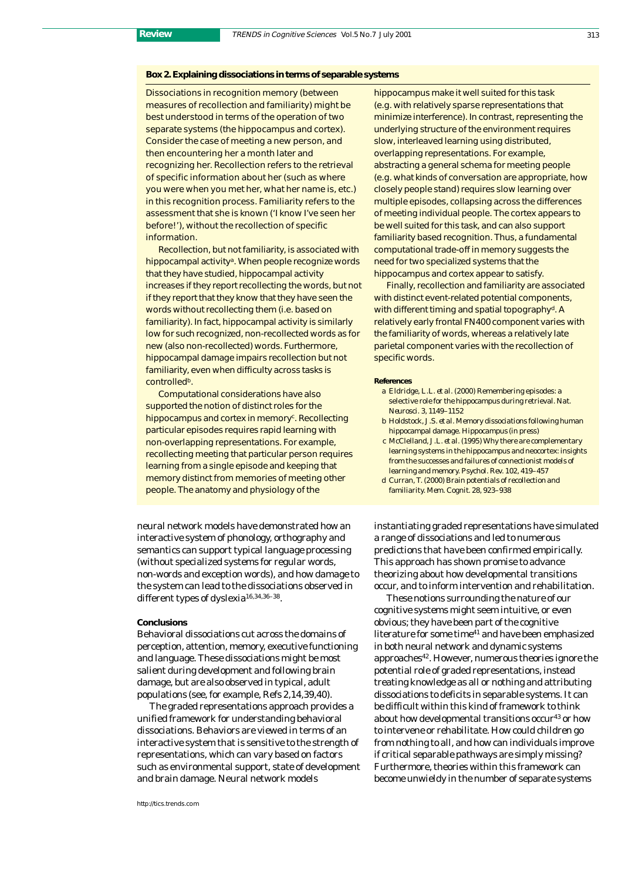### Box 2. Explaining dissociations in terms of separable systems

Dissociations in recognition memory (between measures of recollection and familiarity) might be best understood in terms of the operation of two separate systems (the hippocampus and cortex). Consider the case of meeting a new person, and then encountering her a month later and recognizing her. Recollection refers to the retrieval of specific information about her (such as where you were when you met her, what her name is, etc.) in this recognition process. Familiarity refers to the assessment that she is known ('I know I've seen her before!'), without the recollection of specific information.

Recollection, but not familiarity, is associated with hippocampal activity[a]. When people recognize words that they have studied, hippocampal activity increases if they report recollecting the words, but not if they report that they know that they have seen the words without recollecting them (i.e. based on familiarity). In fact, hippocampal activity is similarly low for such recognized, non-recollected words as for new (also non-recollected) words. Furthermore, hippocampal damage impairs recollection but not familiarity, even when difficulty across tasks is controlled[b].

Computational considerations have also supported the notion of distinct roles for the hippocampus and cortex in memory[c]. Recollecting particular episodes requires rapid learning with non-overlapping representations. For example, recollecting meeting that particular person requires learning from a single episode and keeping that memory distinct from memories of meeting other people. The anatomy and physiology of the hippocampus make it well suited for this task (e.g. with relatively sparse representations that minimize interference). In contrast, representing the underlying structure of the environment requires slow, interleaved learning using distributed, overlapping representations. For example, abstracting a general schema for meeting people (e.g. what kinds of conversation are appropriate, how closely people stand) requires slow learning over multiple episodes, collapsing across the differences of meeting individual people. The cortex appears to be well suited for this task, and can also support familiarity based recognition. Thus, a fundamental computational trade-off in memory suggests the need for two specialized systems that the hippocampus and cortex appear to satisfy.

Finally, recollection and familiarity are associated with distinct event-related potential components, with different timing and spatial topography[d]. A relatively early frontal FN400 component varies with the familiarity of words, whereas a relatively late parietal component varies with the recollection of specific words.

**References**

a Eldridge, L.L. *et al.* (2000) Remembering episodes: a selective role for the hippocampus during retrieval. *Nat. Neurosci.* 3, 1149–1152

b Holdstock, J.S. *et al.* Memory dissociations following human hippocampal damage. *Hippocampus* (in press)

c McClelland, J.L. *et al.* (1995) Why there are complementary learning systems in the hippocampus and neocortex: insights from the successes and failures of connectionist models of learning and memory. *Psychol. Rev.* 102, 419–457

d Curran, T. (2000) Brain potentials of recollection and familiarity. *Mem. Cognit.* 28, 923–938

neural network models have demonstrated how an interactive system of phonology, orthography and semantics can support typical language processing (without specialized systems for regular words, non-words and exception words), and how damage to the system can lead to the dissociations observed in different types of dyslexia[16,34,36–38].

## Conclusions

Behavioral dissociations cut across the domains of perception, attention, memory, executive functioning and language. These dissociations might be most salient during development and following brain damage, but are also observed in typical, adult populations (see, for example, Refs 2,14,39,40).

The graded representations approach provides a unified framework for understanding behavioral dissociations. Behaviors are viewed in terms of an interactive system that is sensitive to the strength of representations, which can vary based on factors such as environmental support, state of development and brain damage. Neural network models instantiating graded representations have simulated a range of dissociations and led to numerous predictions that have been confirmed empirically. This approach has shown promise to advance theorizing about how developmental transitions occur, and to inform intervention and rehabilitation.

These notions surrounding the nature of our cognitive systems might seem intuitive, or even obvious; they have been part of the cognitive literature for some time[41] and have been emphasized in both neural network and dynamic systems approaches[42]. However, numerous theories ignore the potential role of graded representations, instead treating knowledge as all or nothing and attributing dissociations to deficits in separable systems. It can be difficult within this kind of framework to think about how developmental transitions occur[43] or how to intervene or rehabilitate. How could children go from nothing to all, and how can individuals improve if critical separable pathways are simply missing? Furthermore, theories within this framework can become unwieldy in the number of separate systems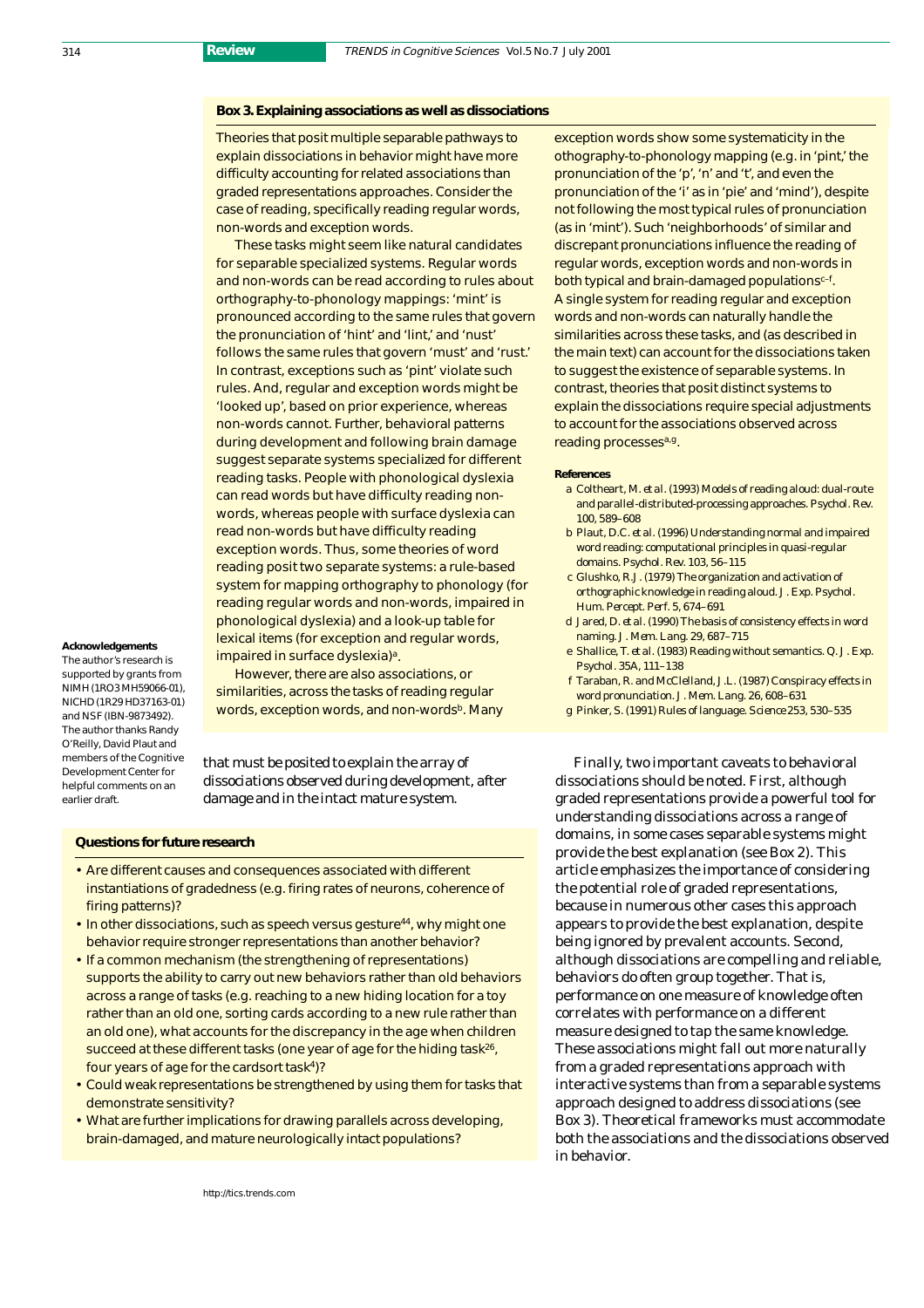### Box 3. Explaining associations as well as dissociations

Theories that posit multiple separable pathways to explain dissociations in behavior might have more difficulty accounting for related associations than graded representations approaches. Consider the case of reading, specifically reading regular words, non-words and exception words.

These tasks might seem like natural candidates for separable specialized systems. Regular words and non-words can be read according to rules about orthography-to-phonology mappings: 'mint' is pronounced according to the same rules that govern the pronunciation of 'hint' and 'lint,' and 'nust' follows the same rules that govern 'must' and 'rust.' In contrast, exceptions such as 'pint' violate such rules. And, regular and exception words might be 'looked up', based on prior experience, whereas non-words cannot. Further, behavioral patterns during development and following brain damage suggest separate systems specialized for different reading tasks. People with phonological dyslexia can read words but have difficulty reading non-words, whereas people with surface dyslexia can read non-words but have difficulty reading exception words. Thus, some theories of word reading posit two separate systems: a rule-based system for mapping orthography to phonology (for reading regular words and non-words, impaired in phonological dyslexia) and a look-up table for lexical items (for exception and regular words, impaired in surface dyslexia)[a].

However, there are also associations, or similarities, across the tasks of reading regular words, exception words, and non-words[b]. Many exception words show some systematicity in the othography-to-phonology mapping (e.g. in 'pint,' the pronunciation of the 'p', 'n' and 't', and even the pronunciation of the 'i' as in 'pie' and 'mind'), despite not following the most typical rules of pronunciation (as in 'mint'). Such 'neighborhoods' of similar and discrepant pronunciations influence the reading of regular words, exception words and non-words in both typical and brain-damaged populations[c–f]. A single system for reading regular and exception words and non-words can naturally handle the similarities across these tasks, and (as described in the main text) can account for the dissociations taken to suggest the existence of separable systems. In contrast, theories that posit distinct systems to explain the dissociations require special adjustments to account for the associations observed across reading processes[a,g].

**References**

a Coltheart, M. *et al.* (1993) Models of reading aloud: dual-route and parallel-distributed-processing approaches. *Psychol. Rev.* 100, 589–608

b Plaut, D.C. *et al.* (1996) Understanding normal and impaired word reading: computational principles in quasi-regular domains. *Psychol. Rev.* 103, 56–115

c Glushko, R.J. (1979) The organization and activation of orthographic knowledge in reading aloud. *J. Exp. Psychol. Hum. Percept. Perf.* 5, 674–691

d Jared, D. *et al.* (1990) The basis of consistency effects in word naming. *J. Mem. Lang.* 29, 687–715

e Shallice, T. *et al.* (1983) Reading without semantics. *Q. J. Exp. Psychol.* 35A, 111–138

f Taraban, R. and McClelland, J.L. (1987) Conspiracy effects in word pronunciation. *J. Mem. Lang.* 26, 608–631

g Pinker, S. (1991) Rules of language. *Science* 253, 530–535

that must be posited to explain the array of dissociations observed during development, after damage and in the intact mature system.

Finally, two important caveats to behavioral dissociations should be noted. First, although graded representations provide a powerful tool for understanding dissociations across a range of domains, in some cases separable systems might provide the best explanation (see Box 2). This article emphasizes the importance of considering the potential role of graded representations, because in numerous other cases this approach appears to provide the best explanation, despite being ignored by prevalent accounts. Second, although dissociations are compelling and reliable, behaviors do often group together. That is, performance on one measure of knowledge often correlates with performance on a different measure designed to tap the same knowledge. These associations might fall out more naturally from a graded representations approach with interactive systems than from a separable systems approach designed to address dissociations (see Box 3). Theoretical frameworks must accommodate both the associations and the dissociations observed in behavior.

### Questions for future research

- Are different causes and consequences associated with different instantiations of gradedness (e.g. firing rates of neurons, coherence of firing patterns)?
- In other dissociations, such as speech versus gesture[44], why might one behavior require stronger representations than another behavior?
- If a common mechanism (the strengthening of representations) supports the ability to carry out new behaviors rather than old behaviors across a range of tasks (e.g. reaching to a new hiding location for a toy rather than an old one, sorting cards according to a new rule rather than an old one), what accounts for the discrepancy in the age when children succeed at these different tasks (one year of age for the hiding task[26], four years of age for the cardsort task[4])?
- Could weak representations be strengthened by using them for tasks that demonstrate sensitivity?
- What are further implications for drawing parallels across developing, brain-damaged, and mature neurologically intact populations?

**Acknowledgements**

The author's research is supported by grants from NIMH (1RO3 MH59066-01), NICHD (1R29 HD37163-01) and NSF (IBN-9873492). The author thanks Randy O'Reilly, David Plaut and members of the Cognitive Development Center for helpful comments on an earlier draft.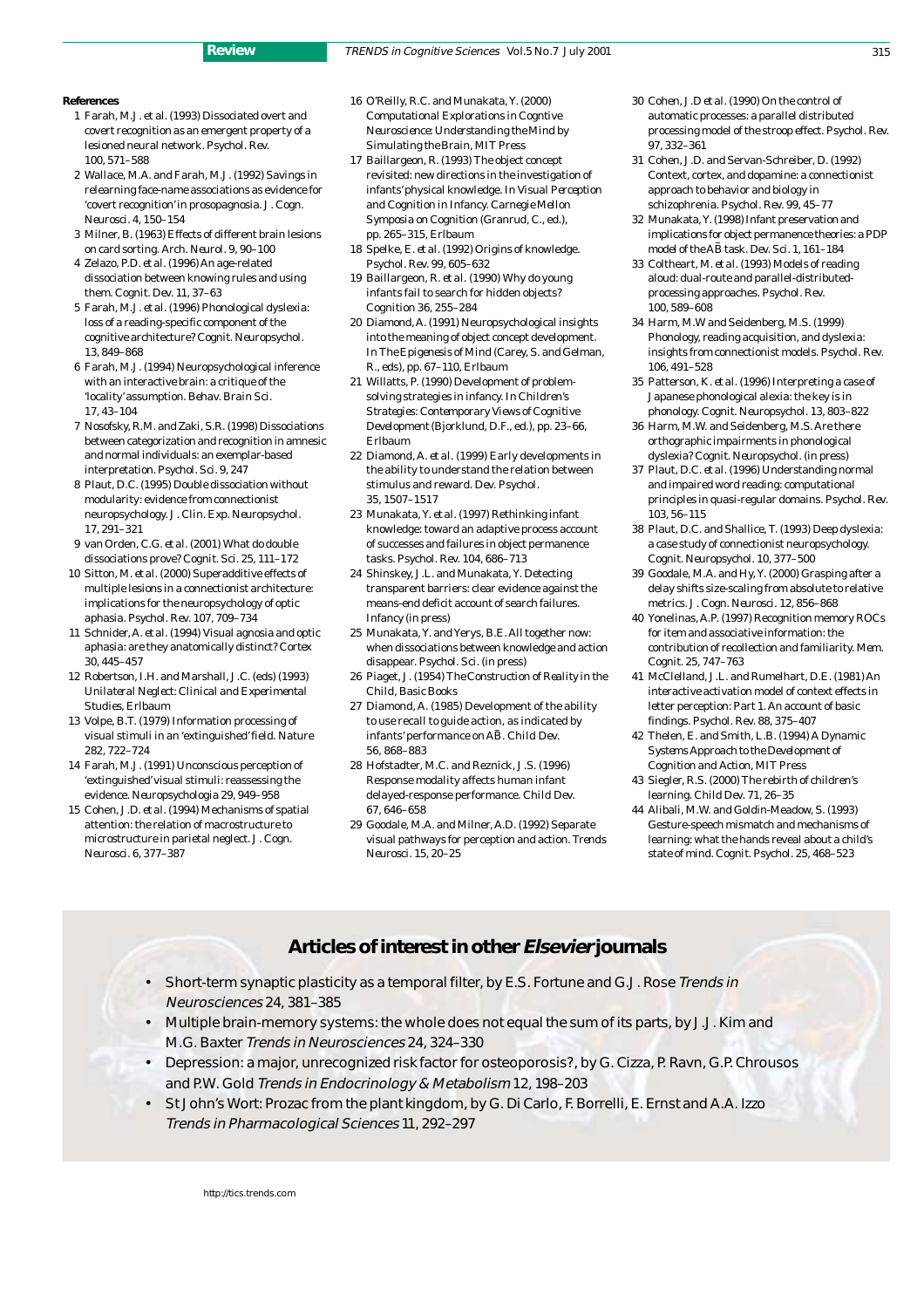## References

1 Farah, M.J. *et al.* (1993) Dissociated overt and covert recognition as an emergent property of a lesioned neural network. *Psychol. Rev.* 100, 571–588

2 Wallace, M.A. and Farah, M.J. (1992) Savings in relearning face-name associations as evidence for 'covert recognition' in prosopagnosia. *J. Cogn. Neurosci.* 4, 150–154

3 Milner, B. (1963) Effects of different brain lesions on card sorting. *Arch. Neurol.* 9, 90–100

4 Zelazo, P.D. *et al.* (1996) An age-related dissociation between knowing rules and using them. *Cognit. Dev.* 11, 37–63

5 Farah, M.J. *et al.* (1996) Phonological dyslexia: loss of a reading-specific component of the cognitive architecture? *Cognit. Neuropsychol.* 13, 849–868

6 Farah, M.J. (1994) Neuropsychological inference with an interactive brain: a critique of the 'locality' assumption. *Behav. Brain Sci.* 17, 43–104

7 Nosofsky, R.M. and Zaki, S.R. (1998) Dissociations between categorization and recognition in amnesic and normal individuals: an exemplar-based interpretation. *Psychol. Sci.* 9, 247

8 Plaut, D.C. (1995) Double dissociation without modularity: evidence from connectionist neuropsychology. *J. Clin. Exp. Neuropsychol.* 17, 291–321

9 van Orden, C.G. *et al.* (2001) What do double dissociations prove? *Cogn. Sci.* 25, 111–172

10 Sitton, M. *et al.* (2000) Superadditive effects of multiple lesions in a connectionist architecture: implications for the neuropsychology of optic aphasia. *Psychol. Rev.* 107, 709–734

11 Schnider, A. *et al.* (1994) Visual agnosia and optic aphasia: are they anatomically distinct? *Cortex* 30, 445–457

12 Robertson, I.H. and Marshall, J.C. (eds) (1993) *Unilateral Neglect: Clinical and Experimental Studies*, Erlbaum

13 Volpe, B.T. (1979) Information processing of visual stimuli in an 'extinguished' field. *Nature* 282, 722–724

14 Farah, M.J. (1991) Unconscious perception of 'extinguished' visual stimuli: reassessing the evidence. *Neuropsychologia* 29, 949–958

15 Cohen, J.D. *et al.* (1994) Mechanisms of spatial attention: the relation of macrostructure to microstructure in parietal neglect. *J. Cogn. Neurosci.* 6, 377–387

16 O'Reilly, R.C. and Munakata, Y. (2000) *Computational Explorations in Cognitive Neuroscience: Understanding the Mind by Simulating the Brain*, MIT Press

17 Baillargeon, R. (1993) The object concept revisited: new directions in the investigation of infants' physical knowledge. In *Visual Perception and Cognition in Infancy. Carnegie Mellon Symposia on Cognition* (Granrud, C., ed.), pp. 265–315, Erlbaum

18 Spelke, E. *et al.* (1992) Origins of knowledge. *Psychol. Rev.* 99, 605–632

19 Baillargeon, R. *et al.* (1990) Why do young infants fail to search for hidden objects? *Cognition* 36, 255–284

20 Diamond, A. (1991) Neuropsychological insights into the meaning of object concept development. In *The Epigenesis of Mind* (Carey, S. and Gelman, R., eds), pp. 67–110, Erlbaum

21 Willatts, P. (1990) Development of problem-solving strategies in infancy. In *Children's Strategies: Contemporary Views of Cognitive Development* (Bjorklund, D.F., ed.), pp. 23–66, Erlbaum

22 Diamond, A. *et al.* (1999) Early developments in the ability to understand the relation between stimulus and reward. *Dev. Psychol.* 35, 1507–1517

23 Munakata, Y. *et al.* (1997) Rethinking infant knowledge: toward an adaptive process account of successes and failures in object permanence tasks. *Psychol. Rev.* 104, 686–713

24 Shinskey, J.L. and Munakata, Y. Detecting transparent barriers: clear evidence against the means-end deficit account of search failures. *Infancy* (in press)

25 Munakata, Y. and Yerys, B.E. All together now: when dissociations between knowledge and action disappear. *Psychol. Sci.* (in press)

26 Piaget, J. (1954) *The Construction of Reality in the Child*, Basic Books

27 Diamond, A. (1985) Development of the ability to use recall to guide action, as indicated by infants' performance on A$\bar{B}$. *Child Dev.* 56, 868–883

28 Hofstadter, M.C. and Reznick, J.S. (1996) Response modality affects human infant delayed-response performance. *Child Dev.* 67, 646–658

29 Goodale, M.A. and Milner, A.D. (1992) Separate visual pathways for perception and action. *Trends Neurosci.* 15, 20–25

30 Cohen, J.D *et al.* (1990) On the control of automatic processes: a parallel distributed processing model of the stroop effect. *Psychol. Rev.* 97, 332–361

31 Cohen, J.D. and Servan-Schreiber, D. (1992) Context, cortex, and dopamine: a connectionist approach to behavior and biology in schizophrenia. *Psychol. Rev.* 99, 45–77

32 Munakata, Y. (1998) Infant preservation and implications for object permanence theories: a PDP model of the A$\bar{B}$ task. *Dev. Sci.* 1, 161–184

33 Coltheart, M. *et al.* (1993) Models of reading aloud: dual-route and parallel-distributed-processing approaches. *Psychol. Rev.* 100, 589–608

34 Harm, M.W and Seidenberg, M.S. (1999) Phonology, reading acquisition, and dyslexia: insights from connectionist models. *Psychol. Rev.* 106, 491–528

35 Patterson, K. *et al.* (1996) Interpreting a case of Japanese phonological alexia: the key is in phonology. *Cognit. Neuropsychol.* 13, 803–822

36 Harm, M.W. and Seidenberg, M.S. Are there orthographic impairments in phonological dyslexia? *Cognit. Neuropsychol.* (in press)

37 Plaut, D.C. *et al.* (1996) Understanding normal and impaired word reading: computational principles in quasi-regular domains. *Psychol. Rev.* 103, 56–115

38 Plaut, D.C. and Shallice, T. (1993) Deep dyslexia: a case study of connectionist neuropsychology. *Cognit. Neuropsychol.* 10, 377–500

39 Goodale, M.A. and Hy, Y. (2000) Grasping after a delay shifts size-scaling from absolute to relative metrics. *J. Cogn. Neurosci.* 12, 856–868

40 Yonelinas, A.P. (1997) Recognition memory ROCs for item and associative information: the contribution of recollection and familiarity. *Mem. Cognit.* 25, 747–763

41 McClelland, J.L. and Rumelhart, D.E. (1981) An interactive activation model of context effects in letter perception: Part 1. An account of basic findings. *Psychol. Rev.* 88, 375–407

42 Thelen, E. and Smith, L.B. (1994) *A Dynamic Systems Approach to the Development of Cognition and Action*, MIT Press

43 Siegler, R.S. (2000) The rebirth of children's learning. *Child Dev.* 71, 26–35

44 Alibali, M.W. and Goldin-Meadow, S. (1993) Gesture-speech mismatch and mechanisms of learning: what the hands reveal about a child's state of mind. *Cognit. Psychol.* 25, 468–523

## Articles of interest in other *Elsevier* journals

- Short-term synaptic plasticity as a temporal filter, by E.S. Fortune and G.J. Rose *Trends in Neurosciences* 24, 381–385
- Multiple brain-memory systems: the whole does not equal the sum of its parts, by J.J. Kim and M.G. Baxter *Trends in Neurosciences* 24, 324–330
- Depression: a major, unrecognized risk factor for osteoporosis?, by G. Cizza, P. Ravn, G.P. Chrousos and P.W. Gold *Trends in Endocrinology & Metabolism* 12, 198–203
- St John's Wort: Prozac from the plant kingdom, by G. Di Carlo, F. Borrelli, E. Ernst and A.A. Izzo *Trends in Pharmacological Sciences* 11, 292–297